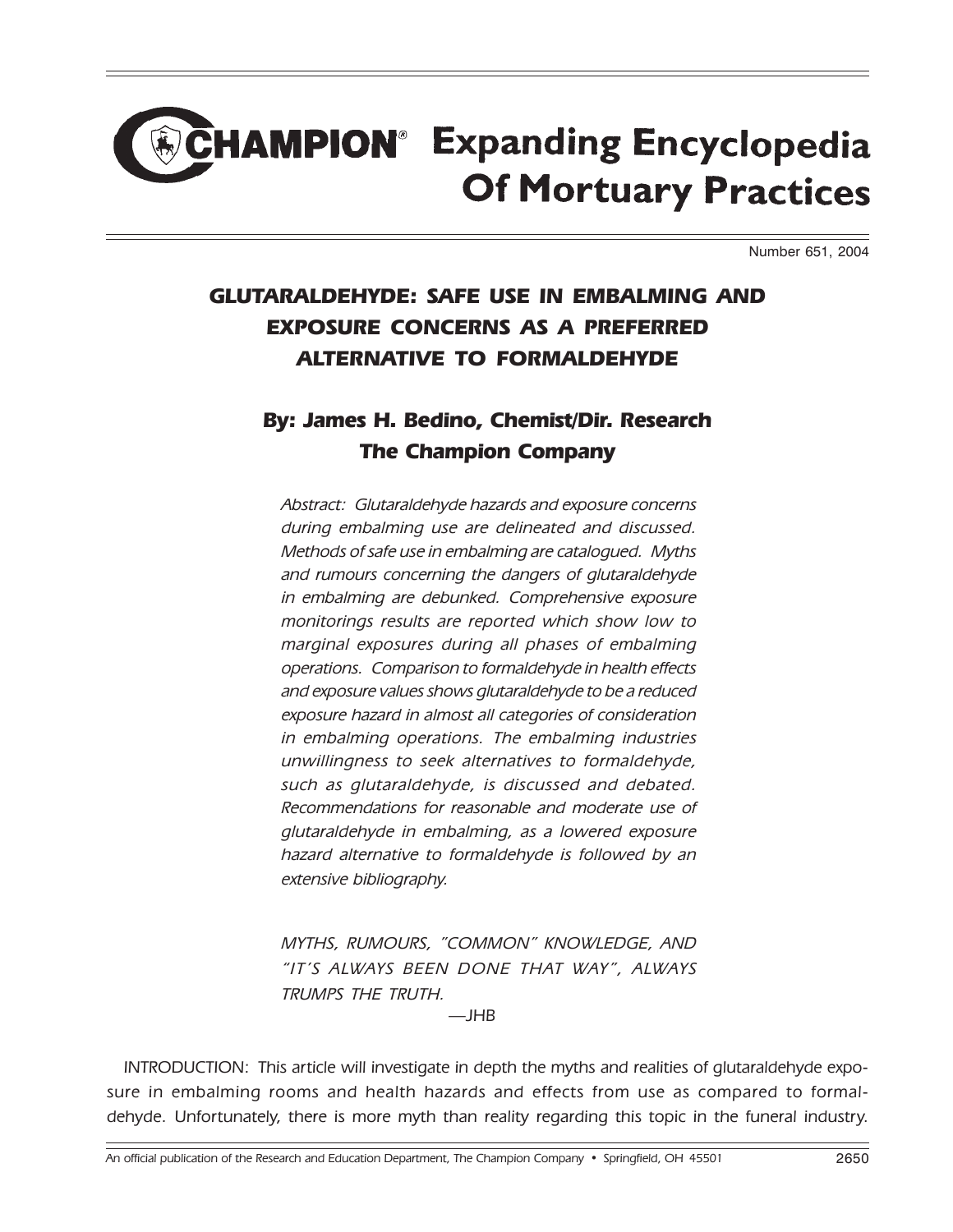# CHAMPION® Expanding Encyclopedia Of Mortuary Practices

Number 651, 2004

## *GLUTARALDEHYDE: SAFE USE IN EMBALMING AND EXPOSURE CONCERNS AS A PREFERRED ALTERNATIVE TO FORMALDEHYDE*

### *By: James H. Bedino, Chemist/Dir. Research The Champion Company*

*Abstract: Glutaraldehyde hazards and exposure concerns during embalming use are delineated and discussed. Methods of safe use in embalming are catalogued. Myths and rumours concerning the dangers of glutaraldehyde in embalming are debunked. Comprehensive exposure monitorings results are reported which show low to marginal exposures during all phases of embalming operations. Comparison to formaldehyde in health effects and exposure values shows glutaraldehyde to be a reduced exposure hazard in almost all categories of consideration in embalming operations. The embalming industries unwillingness to seek alternatives to formaldehyde, such as glutaraldehyde, is discussed and debated. Recommendations for reasonable and moderate use of glutaraldehyde in embalming, as a lowered exposure hazard alternative to formaldehyde is followed by an extensive bibliography.*

*MYTHS, RUMOURS, "COMMON" KNOWLEDGE, AND "IT'S ALWAYS BEEN DONE THAT WAY", ALWAYS TRUMPS THE TRUTH.*

*—JHB*

*INTRODUCTION: This article will investigate in depth the myths and realities of glutaraldehyde exposure in embalming rooms and health hazards and effects from use as compared to formaldehyde. Unfortunately, there is more myth than reality regarding this topic in the funeral industry.*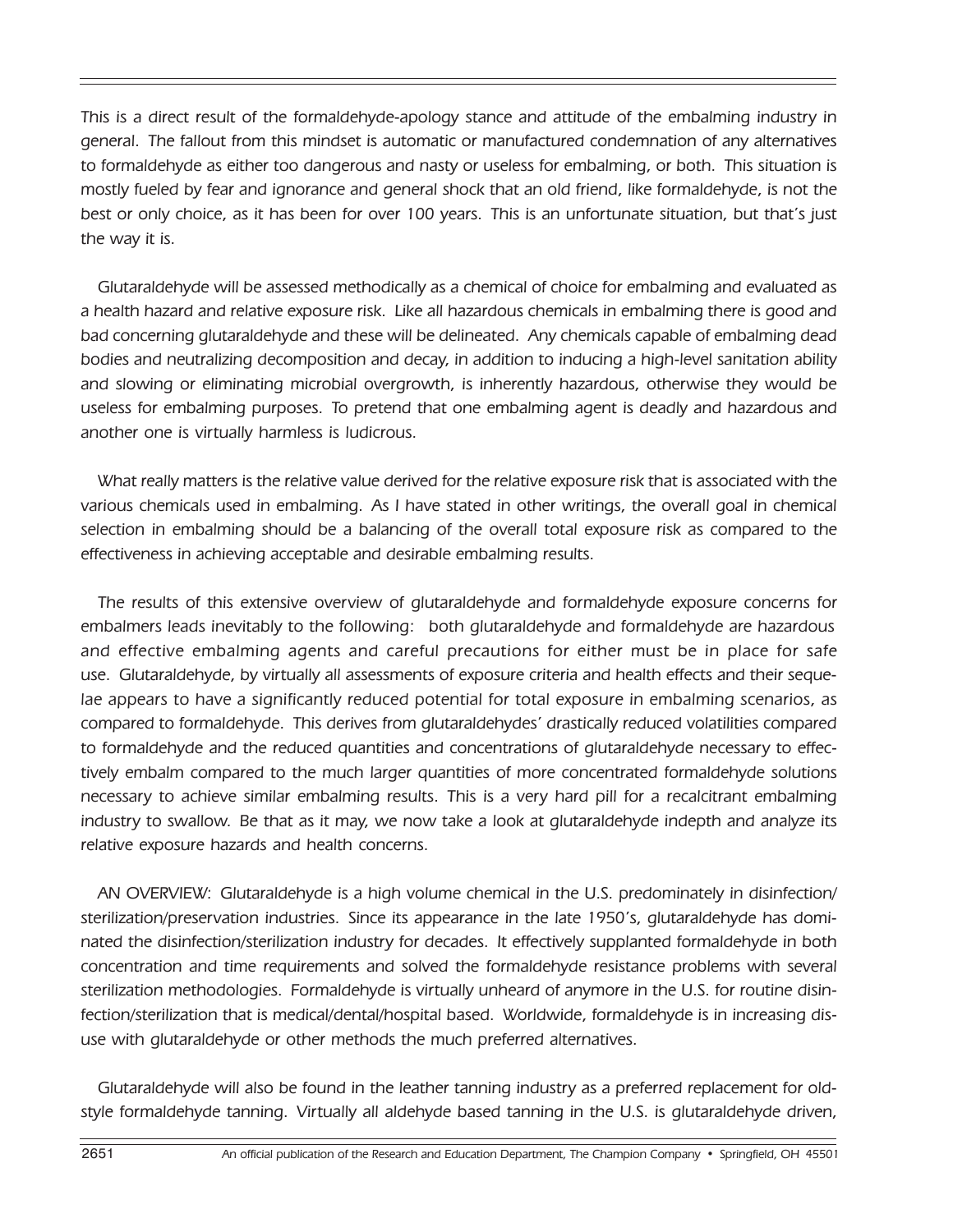This is a direct result of the formaldehyde-apology stance and attitude of the embalming industry in general. The fallout from this mindset is automatic or manufactured condemnation of any alternatives to formaldehyde as either too dangerous and nasty or useless for embalming, or both. This situation is mostly fueled by fear and ignorance and general shock that an old friend, like formaldehyde, is not the best or only choice, as it has been for over 100 years. This is an unfortunate situation, but that's just the way it is.

Glutaraldehyde will be assessed methodically as a chemical of choice for embalming and evaluated as a health hazard and relative exposure risk. Like all hazardous chemicals in embalming there is good and bad concerning glutaraldehyde and these will be delineated. Any chemicals capable of embalming dead bodies and neutralizing decomposition and decay, in addition to inducing a high-level sanitation ability and slowing or eliminating microbial overgrowth, is inherently hazardous, otherwise they would be useless for embalming purposes. To pretend that one embalming agent is deadly and hazardous and another one is virtually harmless is ludicrous.

What really matters is the relative value derived for the relative exposure risk that is associated with the various chemicals used in embalming. As I have stated in other writings, the overall goal in chemical selection in embalming should be a balancing of the overall total exposure risk as compared to the effectiveness in achieving acceptable and desirable embalming results.

The results of this extensive overview of glutaraldehyde and formaldehyde exposure concerns for embalmers leads inevitably to the following: both glutaraldehyde and formaldehyde are hazardous and effective embalming agents and careful precautions for either must be in place for safe use. Glutaraldehyde, by virtually all assessments of exposure criteria and health effects and their sequelae appears to have a significantly reduced potential for total exposure in embalming scenarios, as compared to formaldehyde. This derives from glutaraldehydes' drastically reduced volatilities compared to formaldehyde and the reduced quantities and concentrations of glutaraldehyde necessary to effectively embalm compared to the much larger quantities of more concentrated formaldehyde solutions necessary to achieve similar embalming results. This is a very hard pill for a recalcitrant embalming industry to swallow. Be that as it may, we now take a look at glutaraldehyde indepth and analyze its relative exposure hazards and health concerns.

AN OVERVIEW: Glutaraldehyde is a high volume chemical in the U.S. predominately in disinfection/sterilization/preservation industries. Since its appearance in the late 1950's, glutaraldehyde has dominated the disinfection/sterilization industry for decades. It effectively supplanted formaldehyde in both concentration and time requirements and solved the formaldehyde resistance problems with several sterilization methodologies. Formaldehyde is virtually unheard of anymore in the U.S. for routine disinfection/sterilization that is medical/dental/hospital based. Worldwide, formaldehyde is in increasing disuse with glutaraldehyde or other methods the much preferred alternatives.

Glutaraldehyde will also be found in the leather tanning industry as a preferred replacement for old-style formaldehyde tanning. Virtually all aldehyde based tanning in the U.S. is glutaraldehyde driven,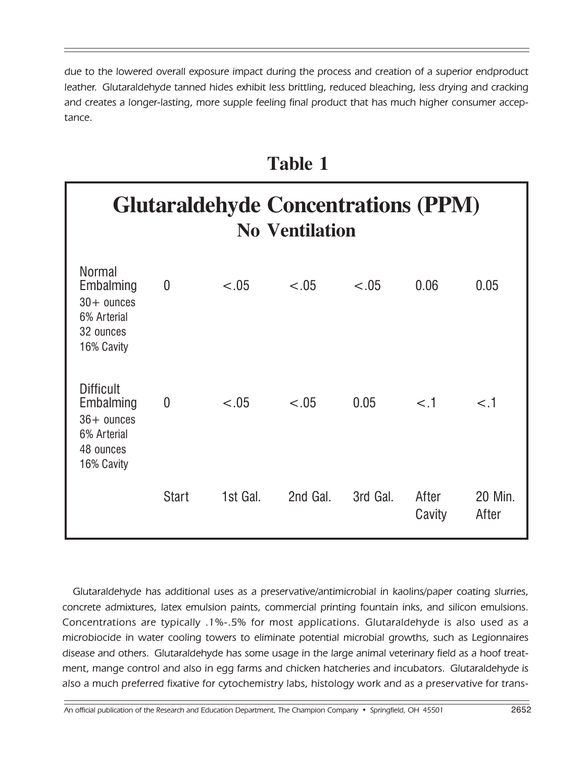due to the lowered overall exposure impact during the process and creation of a superior endproduct leather. Glutaraldehyde tanned hides exhibit less brittling, reduced bleaching, less drying and cracking and creates a longer-lasting, more supple feeling final product that has much higher consumer acceptance.

## Table 1

### Glutaraldehyde Concentrations (PPM)
#### No Ventilation

| | Start | 1st Gal. | 2nd Gal. | 3rd Gal. | After Cavity | 20 Min. After |
|---|---|---|---|---|---|---|
| Normal Embalming 30+ ounces 6% Arterial 32 ounces 16% Cavity | 0 | <.05 | <.05 | <.05 | 0.06 | 0.05 |
| Difficult Embalming 36+ ounces 6% Arterial 48 ounces 16% Cavity | 0 | <.05 | <.05 | 0.05 | <.1 | <.1 |

Glutaraldehyde has additional uses as a preservative/antimicrobial in kaolins/paper coating slurries, concrete admixtures, latex emulsion paints, commercial printing fountain inks, and silicon emulsions. Concentrations are typically .1%-.5% for most applications. Glutaraldehyde is also used as a microbiocide in water cooling towers to eliminate potential microbial growths, such as Legionnaires disease and others. Glutaraldehyde has some usage in the large animal veterinary field as a hoof treatment, mange control and also in egg farms and chicken hatcheries and incubators. Glutaraldehyde is also a much preferred fixative for cytochemistry labs, histology work and as a preservative for trans-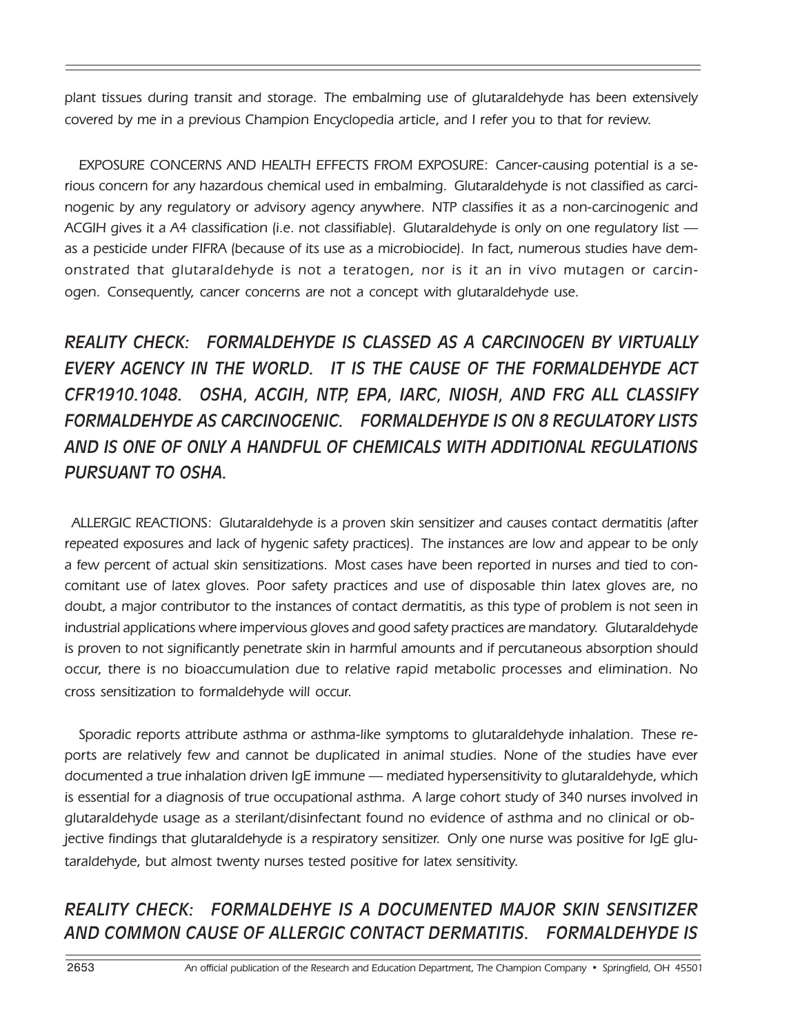plant tissues during transit and storage. The embalming use of glutaraldehyde has been extensively covered by me in a previous Champion Encyclopedia article, and I refer you to that for review.

EXPOSURE CONCERNS AND HEALTH EFFECTS FROM EXPOSURE: Cancer-causing potential is a serious concern for any hazardous chemical used in embalming. Glutaraldehyde is not classified as carcinogenic by any regulatory or advisory agency anywhere. NTP classifies it as a non-carcinogenic and ACGIH gives it a A4 classification (i.e. not classifiable). Glutaraldehyde is only on one regulatory list — as a pesticide under FIFRA (because of its use as a microbiocide). In fact, numerous studies have demonstrated that glutaraldehyde is not a teratogen, nor is it an in vivo mutagen or carcinogen. Consequently, cancer concerns are not a concept with glutaraldehyde use.

***REALITY CHECK: FORMALDEHYDE IS CLASSED AS A CARCINOGEN BY VIRTUALLY EVERY AGENCY IN THE WORLD. IT IS THE CAUSE OF THE FORMALDEHYDE ACT CFR1910.1048. OSHA, ACGIH, NTP, EPA, IARC, NIOSH, AND FRG ALL CLASSIFY FORMALDEHYDE AS CARCINOGENIC. FORMALDEHYDE IS ON 8 REGULATORY LISTS AND IS ONE OF ONLY A HANDFUL OF CHEMICALS WITH ADDITIONAL REGULATIONS PURSUANT TO OSHA.***

ALLERGIC REACTIONS: Glutaraldehyde is a proven skin sensitizer and causes contact dermatitis (after repeated exposures and lack of hygenic safety practices). The instances are low and appear to be only a few percent of actual skin sensitizations. Most cases have been reported in nurses and tied to concomitant use of latex gloves. Poor safety practices and use of disposable thin latex gloves are, no doubt, a major contributor to the instances of contact dermatitis, as this type of problem is not seen in industrial applications where impervious gloves and good safety practices are mandatory. Glutaraldehyde is proven to not significantly penetrate skin in harmful amounts and if percutaneous absorption should occur, there is no bioaccumulation due to relative rapid metabolic processes and elimination. No cross sensitization to formaldehyde will occur.

Sporadic reports attribute asthma or asthma-like symptoms to glutaraldehyde inhalation. These reports are relatively few and cannot be duplicated in animal studies. None of the studies have ever documented a true inhalation driven IgE immune — mediated hypersensitivity to glutaraldehyde, which is essential for a diagnosis of true occupational asthma. A large cohort study of 340 nurses involved in glutaraldehyde usage as a sterilant/disinfectant found no evidence of asthma and no clinical or objective findings that glutaraldehyde is a respiratory sensitizer. Only one nurse was positive for IgE glutaraldehyde, but almost twenty nurses tested positive for latex sensitivity.

***REALITY CHECK: FORMALDEHYE IS A DOCUMENTED MAJOR SKIN SENSITIZER AND COMMON CAUSE OF ALLERGIC CONTACT DERMATITIS. FORMALDEHYDE IS***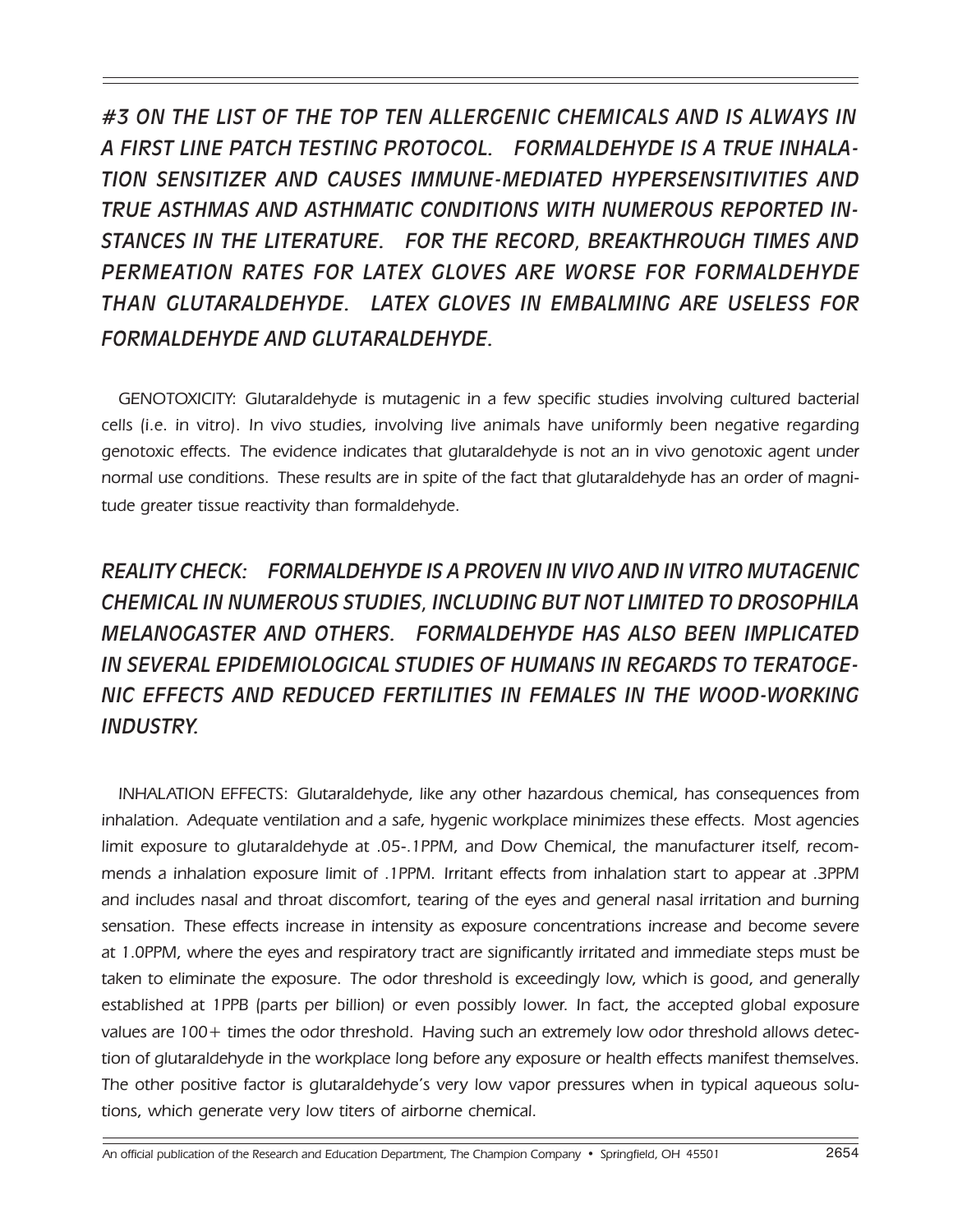***#3 ON THE LIST OF THE TOP TEN ALLERGENIC CHEMICALS AND IS ALWAYS IN A FIRST LINE PATCH TESTING PROTOCOL. FORMALDEHYDE IS A TRUE INHALATION SENSITIZER AND CAUSES IMMUNE-MEDIATED HYPERSENSITIVITIES AND TRUE ASTHMAS AND ASTHMATIC CONDITIONS WITH NUMEROUS REPORTED INSTANCES IN THE LITERATURE. FOR THE RECORD, BREAKTHROUGH TIMES AND PERMEATION RATES FOR LATEX GLOVES ARE WORSE FOR FORMALDEHYDE THAN GLUTARALDEHYDE. LATEX GLOVES IN EMBALMING ARE USELESS FOR FORMALDEHYDE AND GLUTARALDEHYDE.***

*GENOTOXICITY: Glutaraldehyde is mutagenic in a few specific studies involving cultured bacterial cells (i.e. in vitro). In vivo studies, involving live animals have uniformly been negative regarding genotoxic effects. The evidence indicates that glutaraldehyde is not an in vivo genotoxic agent under normal use conditions. These results are in spite of the fact that glutaraldehyde has an order of magnitude greater tissue reactivity than formaldehyde.*

***REALITY CHECK: FORMALDEHYDE IS A PROVEN IN VIVO AND IN VITRO MUTAGENIC CHEMICAL IN NUMEROUS STUDIES, INCLUDING BUT NOT LIMITED TO DROSOPHILA MELANOGASTER AND OTHERS. FORMALDEHYDE HAS ALSO BEEN IMPLICATED IN SEVERAL EPIDEMIOLOGICAL STUDIES OF HUMANS IN REGARDS TO TERATOGENIC EFFECTS AND REDUCED FERTILITIES IN FEMALES IN THE WOOD-WORKING INDUSTRY.***

*INHALATION EFFECTS: Glutaraldehyde, like any other hazardous chemical, has consequences from inhalation. Adequate ventilation and a safe, hygenic workplace minimizes these effects. Most agencies limit exposure to glutaraldehyde at .05-.1PPM, and Dow Chemical, the manufacturer itself, recommends a inhalation exposure limit of .1PPM. Irritant effects from inhalation start to appear at .3PPM and includes nasal and throat discomfort, tearing of the eyes and general nasal irritation and burning sensation. These effects increase in intensity as exposure concentrations increase and become severe at 1.0PPM, where the eyes and respiratory tract are significantly irritated and immediate steps must be taken to eliminate the exposure. The odor threshold is exceedingly low, which is good, and generally established at 1PPB (parts per billion) or even possibly lower. In fact, the accepted global exposure values are 100+ times the odor threshold. Having such an extremely low odor threshold allows detection of glutaraldehyde in the workplace long before any exposure or health effects manifest themselves. The other positive factor is glutaraldehyde's very low vapor pressures when in typical aqueous solutions, which generate very low titers of airborne chemical.*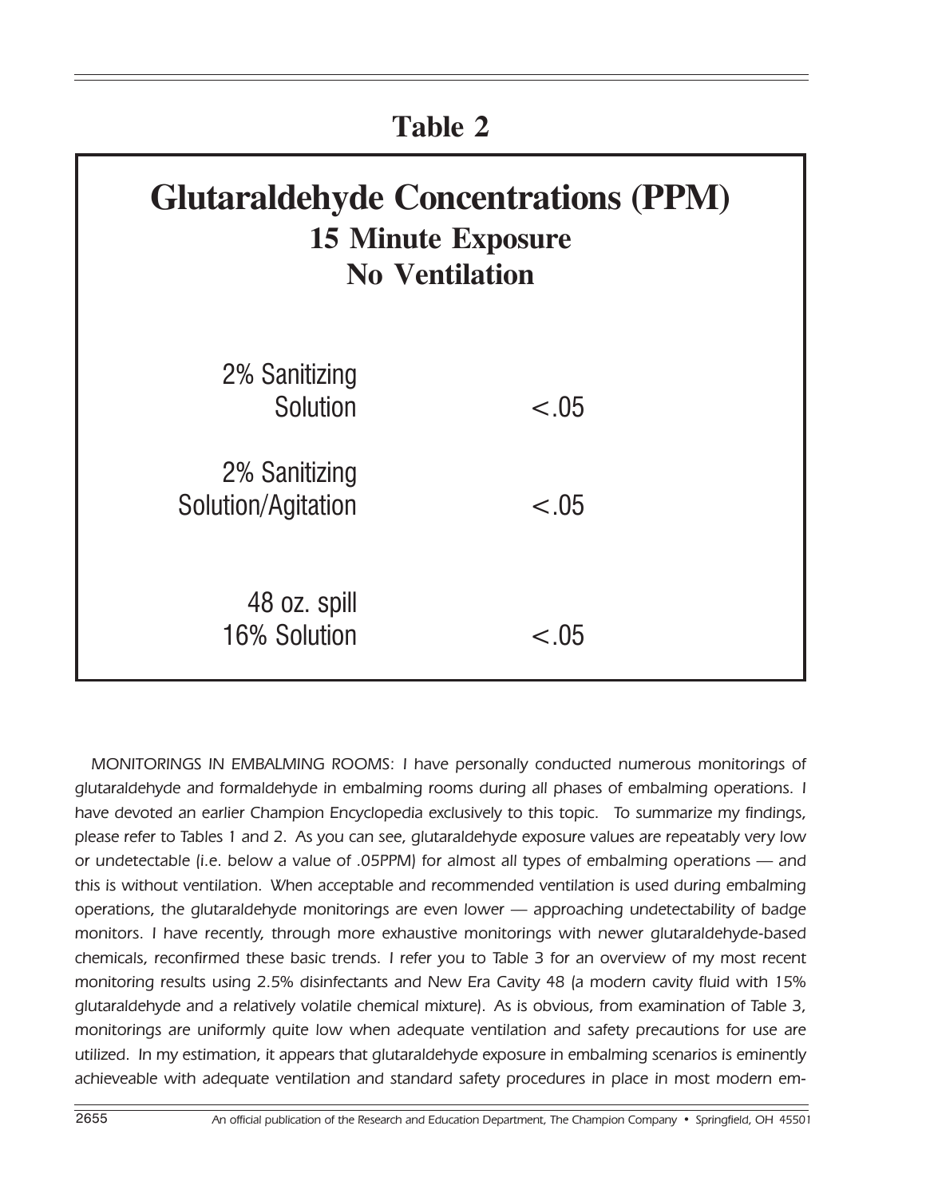## Table 2

### Glutaraldehyde Concentrations (PPM)

**15 Minute Exposure**
**No Ventilation**

| | |
|---|---|
| 2% Sanitizing Solution | <.05 |
| 2% Sanitizing Solution/Agitation | <.05 |
| 48 oz. spill 16% Solution | <.05 |

*MONITORINGS IN EMBALMING ROOMS: I have personally conducted numerous monitorings of glutaraldehyde and formaldehyde in embalming rooms during all phases of embalming operations. I have devoted an earlier Champion Encyclopedia exclusively to this topic. To summarize my findings, please refer to Tables 1 and 2. As you can see, glutaraldehyde exposure values are repeatably very low or undetectable (i.e. below a value of .05PPM) for almost all types of embalming operations — and this is without ventilation. When acceptable and recommended ventilation is used during embalming operations, the glutaraldehyde monitorings are even lower — approaching undetectability of badge monitors. I have recently, through more exhaustive monitorings with newer glutaraldehyde-based chemicals, reconfirmed these basic trends. I refer you to Table 3 for an overview of my most recent monitoring results using 2.5% disinfectants and New Era Cavity 48 (a modern cavity fluid with 15% glutaraldehyde and a relatively volatile chemical mixture). As is obvious, from examination of Table 3, monitorings are uniformly quite low when adequate ventilation and safety precautions for use are utilized. In my estimation, it appears that glutaraldehyde exposure in embalming scenarios is eminently achieveable with adequate ventilation and standard safety procedures in place in most modern em-*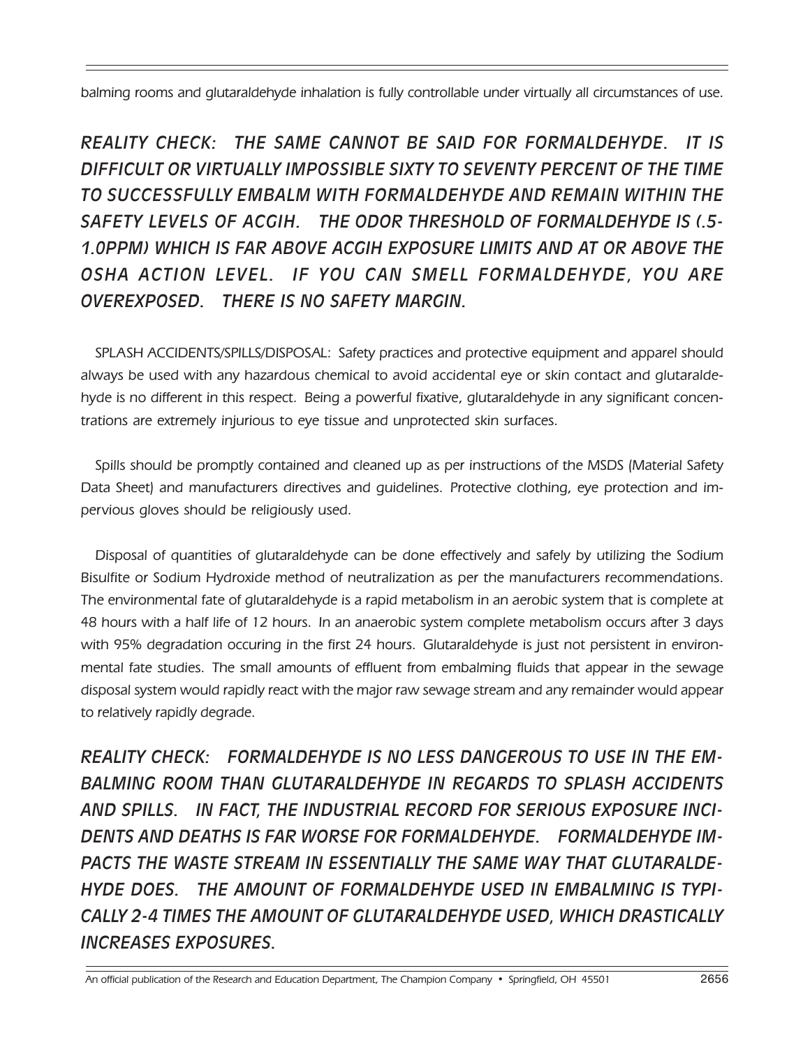balming rooms and glutaraldehyde inhalation is fully controllable under virtually all circumstances of use.

***REALITY CHECK: THE SAME CANNOT BE SAID FOR FORMALDEHYDE. IT IS DIFFICULT OR VIRTUALLY IMPOSSIBLE SIXTY TO SEVENTY PERCENT OF THE TIME TO SUCCESSFULLY EMBALM WITH FORMALDEHYDE AND REMAIN WITHIN THE SAFETY LEVELS OF ACGIH. THE ODOR THRESHOLD OF FORMALDEHYDE IS (.5-1.0PPM) WHICH IS FAR ABOVE ACGIH EXPOSURE LIMITS AND AT OR ABOVE THE OSHA ACTION LEVEL. IF YOU CAN SMELL FORMALDEHYDE, YOU ARE OVEREXPOSED. THERE IS NO SAFETY MARGIN.***

*SPLASH ACCIDENTS/SPILLS/DISPOSAL: Safety practices and protective equipment and apparel should always be used with any hazardous chemical to avoid accidental eye or skin contact and glutaraldehyde is no different in this respect. Being a powerful fixative, glutaraldehyde in any significant concentrations are extremely injurious to eye tissue and unprotected skin surfaces.*

*Spills should be promptly contained and cleaned up as per instructions of the MSDS (Material Safety Data Sheet) and manufacturers directives and guidelines. Protective clothing, eye protection and impervious gloves should be religiously used.*

*Disposal of quantities of glutaraldehyde can be done effectively and safely by utilizing the Sodium Bisulfite or Sodium Hydroxide method of neutralization as per the manufacturers recommendations. The environmental fate of glutaraldehyde is a rapid metabolism in an aerobic system that is complete at 48 hours with a half life of 12 hours. In an anaerobic system complete metabolism occurs after 3 days with 95% degradation occuring in the first 24 hours. Glutaraldehyde is just not persistent in environmental fate studies. The small amounts of effluent from embalming fluids that appear in the sewage disposal system would rapidly react with the major raw sewage stream and any remainder would appear to relatively rapidly degrade.*

***REALITY CHECK: FORMALDEHYDE IS NO LESS DANGEROUS TO USE IN THE EMBALMING ROOM THAN GLUTARALDEHYDE IN REGARDS TO SPLASH ACCIDENTS AND SPILLS. IN FACT, THE INDUSTRIAL RECORD FOR SERIOUS EXPOSURE INCIDENTS AND DEATHS IS FAR WORSE FOR FORMALDEHYDE. FORMALDEHYDE IMPACTS THE WASTE STREAM IN ESSENTIALLY THE SAME WAY THAT GLUTARALDEHYDE DOES. THE AMOUNT OF FORMALDEHYDE USED IN EMBALMING IS TYPICALLY 2-4 TIMES THE AMOUNT OF GLUTARALDEHYDE USED, WHICH DRASTICALLY INCREASES EXPOSURES.***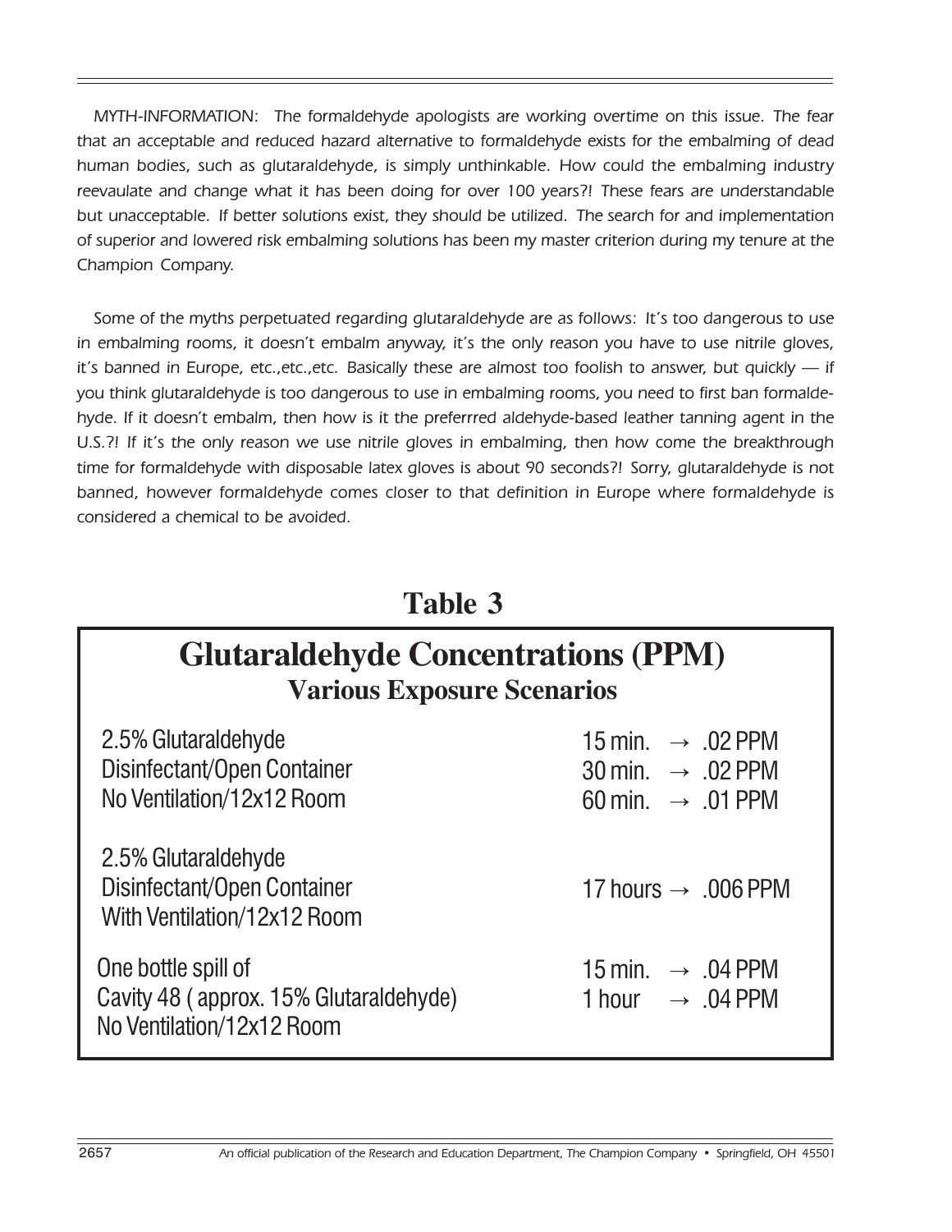*MYTH-INFORMATION: The formaldehyde apologists are working overtime on this issue. The fear that an acceptable and reduced hazard alternative to formaldehyde exists for the embalming of dead human bodies, such as glutaraldehyde, is simply unthinkable. How could the embalming industry reevaulate and change what it has been doing for over 100 years?! These fears are understandable but unacceptable. If better solutions exist, they should be utilized. The search for and implementation of superior and lowered risk embalming solutions has been my master criterion during my tenure at the Champion Company.*

*Some of the myths perpetuated regarding glutaraldehyde are as follows: It's too dangerous to use in embalming rooms, it doesn't embalm anyway, it's the only reason you have to use nitrile gloves, it's banned in Europe, etc.,etc.,etc. Basically these are almost too foolish to answer, but quickly — if you think glutaraldehyde is too dangerous to use in embalming rooms, you need to first ban formaldehyde. If it doesn't embalm, then how is it the preferrred aldehyde-based leather tanning agent in the U.S.?! If it's the only reason we use nitrile gloves in embalming, then how come the breakthrough time for formaldehyde with disposable latex gloves is about 90 seconds?! Sorry, glutaraldehyde is not banned, however formaldehyde comes closer to that definition in Europe where formaldehyde is considered a chemical to be avoided.*

## Table 3

### Glutaraldehyde Concentrations (PPM)
**Various Exposure Scenarios**

| Scenario | Concentration |
|---|---|
| 2.5% Glutaraldehyde Disinfectant/Open Container No Ventilation/12x12 Room | 15 min. → .02 PPM<br>30 min. → .02 PPM<br>60 min. → .01 PPM |
| 2.5% Glutaraldehyde Disinfectant/Open Container With Ventilation/12x12 Room | 17 hours → .006 PPM |
| One bottle spill of Cavity 48 ( approx. 15% Glutaraldehyde) No Ventilation/12x12 Room | 15 min. → .04 PPM<br>1 hour → .04 PPM |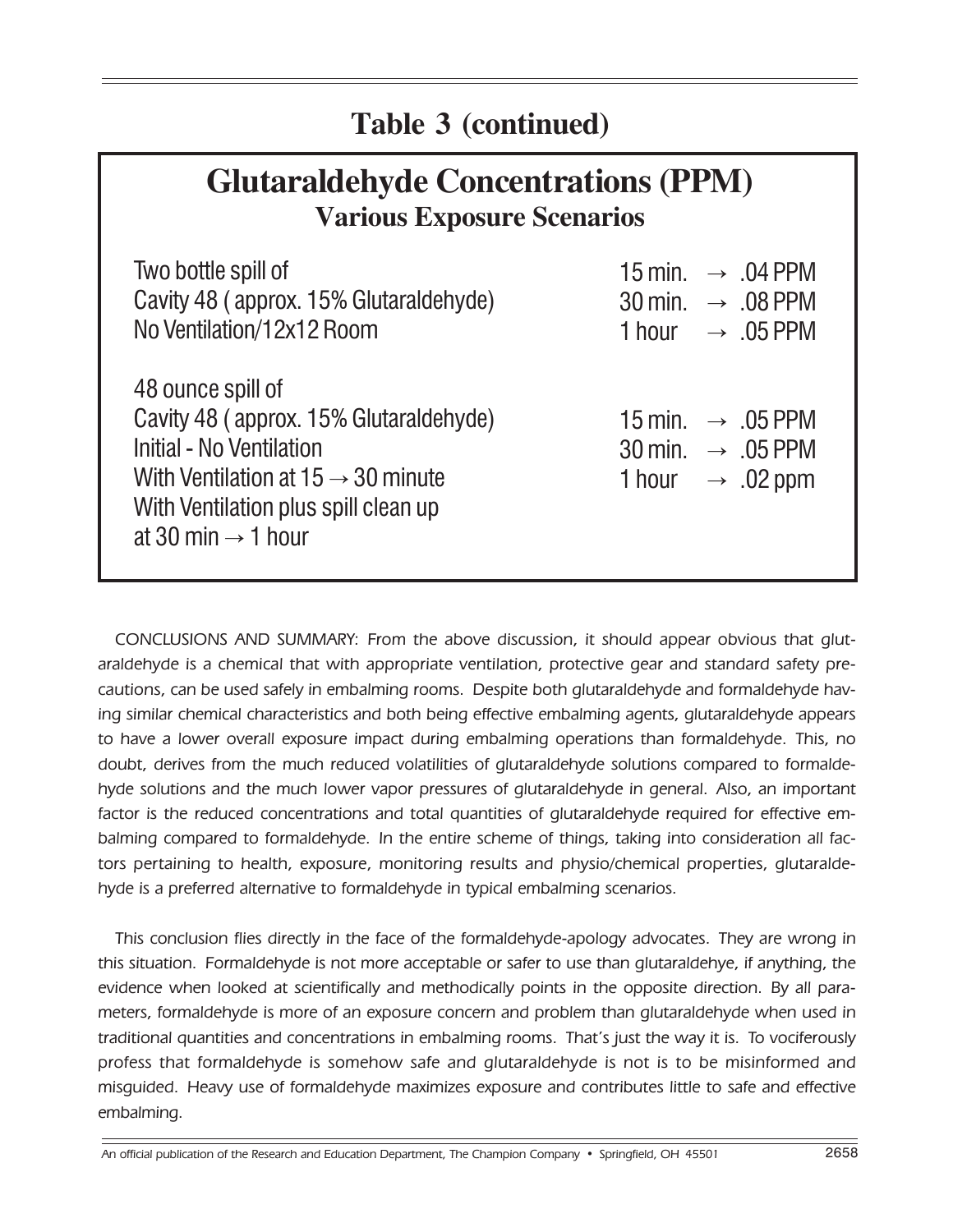## Table 3 (continued)

# Glutaraldehyde Concentrations (PPM)

### Various Exposure Scenarios

| Scenario | Time | Concentration |
|---|---|---|
| Two bottle spill of<br>Cavity 48 ( approx. 15% Glutaraldehyde)<br>No Ventilation/12x12 Room | 15 min.<br>30 min.<br>1 hour | → .04 PPM<br>→ .08 PPM<br>→ .05 PPM |
| 48 ounce spill of<br>Cavity 48 ( approx. 15% Glutaraldehyde)<br>Initial - No Ventilation<br>With Ventilation at 15 → 30 minute<br>With Ventilation plus spill clean up<br>at 30 min → 1 hour | 15 min.<br>30 min.<br>1 hour | → .05 PPM<br>→ .05 PPM<br>→ .02 ppm |

*CONCLUSIONS AND SUMMARY: From the above discussion, it should appear obvious that glutaraldehyde is a chemical that with appropriate ventilation, protective gear and standard safety precautions, can be used safely in embalming rooms. Despite both glutaraldehyde and formaldehyde having similar chemical characteristics and both being effective embalming agents, glutaraldehyde appears to have a lower overall exposure impact during embalming operations than formaldehyde. This, no doubt, derives from the much reduced volatilities of glutaraldehyde solutions compared to formaldehyde solutions and the much lower vapor pressures of glutaraldehyde in general. Also, an important factor is the reduced concentrations and total quantities of glutaraldehyde required for effective embalming compared to formaldehyde. In the entire scheme of things, taking into consideration all factors pertaining to health, exposure, monitoring results and physio/chemical properties, glutaraldehyde is a preferred alternative to formaldehyde in typical embalming scenarios.*

*This conclusion flies directly in the face of the formaldehyde-apology advocates. They are wrong in this situation. Formaldehyde is not more acceptable or safer to use than glutaraldehye, if anything, the evidence when looked at scientifically and methodically points in the opposite direction. By all parameters, formaldehyde is more of an exposure concern and problem than glutaraldehyde when used in traditional quantities and concentrations in embalming rooms. That's just the way it is. To vociferously profess that formaldehyde is somehow safe and glutaraldehyde is not is to be misinformed and misguided. Heavy use of formaldehyde maximizes exposure and contributes little to safe and effective embalming.*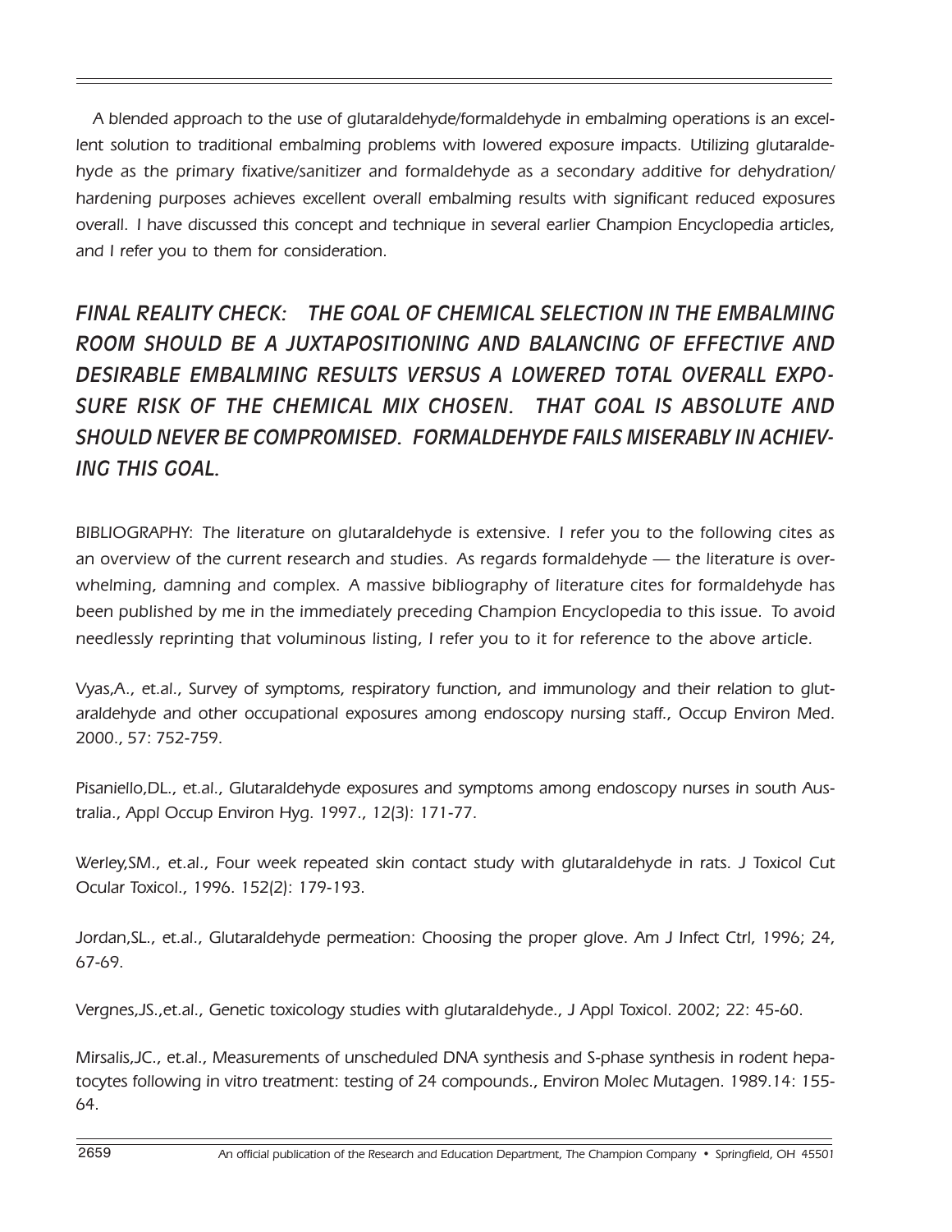*A blended approach to the use of glutaraldehyde/formaldehyde in embalming operations is an excellent solution to traditional embalming problems with lowered exposure impacts. Utilizing glutaraldehyde as the primary fixative/sanitizer and formaldehyde as a secondary additive for dehydration/hardening purposes achieves excellent overall embalming results with significant reduced exposures overall. I have discussed this concept and technique in several earlier Champion Encyclopedia articles, and I refer you to them for consideration.*

***FINAL REALITY CHECK: THE GOAL OF CHEMICAL SELECTION IN THE EMBALMING ROOM SHOULD BE A JUXTAPOSITIONING AND BALANCING OF EFFECTIVE AND DESIRABLE EMBALMING RESULTS VERSUS A LOWERED TOTAL OVERALL EXPOSURE RISK OF THE CHEMICAL MIX CHOSEN. THAT GOAL IS ABSOLUTE AND SHOULD NEVER BE COMPROMISED. FORMALDEHYDE FAILS MISERABLY IN ACHIEVING THIS GOAL.***

*BIBLIOGRAPHY: The literature on glutaraldehyde is extensive. I refer you to the following cites as an overview of the current research and studies. As regards formaldehyde — the literature is overwhelming, damning and complex. A massive bibliography of literature cites for formaldehyde has been published by me in the immediately preceding Champion Encyclopedia to this issue. To avoid needlessly reprinting that voluminous listing, I refer you to it for reference to the above article.*

*Vyas,A., et.al., Survey of symptoms, respiratory function, and immunology and their relation to glutaraldehyde and other occupational exposures among endoscopy nursing staff., Occup Environ Med. 2000., 57: 752-759.*

*Pisaniello,DL., et.al., Glutaraldehyde exposures and symptoms among endoscopy nurses in south Australia., Appl Occup Environ Hyg. 1997., 12(3): 171-77.*

*Werley,SM., et.al., Four week repeated skin contact study with glutaraldehyde in rats. J Toxicol Cut Ocular Toxicol., 1996. 152(2): 179-193.*

*Jordan,SL., et.al., Glutaraldehyde permeation: Choosing the proper glove. Am J Infect Ctrl, 1996; 24, 67-69.*

*Vergnes,JS.,et.al., Genetic toxicology studies with glutaraldehyde., J Appl Toxicol. 2002; 22: 45-60.*

*Mirsalis,JC., et.al., Measurements of unscheduled DNA synthesis and S-phase synthesis in rodent hepatocytes following in vitro treatment: testing of 24 compounds., Environ Molec Mutagen. 1989.14: 155-64.*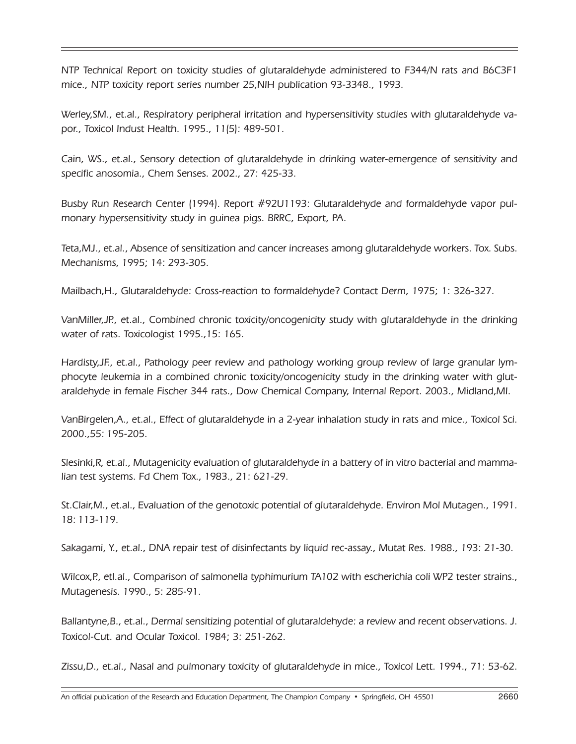NTP Technical Report on toxicity studies of glutaraldehyde administered to F344/N rats and B6C3F1 mice., NTP toxicity report series number 25,NIH publication 93-3348., 1993.

Werley,SM., et.al., Respiratory peripheral irritation and hypersensitivity studies with glutaraldehyde vapor., Toxicol Indust Health. 1995., 11(5): 489-501.

Cain, WS., et.al., Sensory detection of glutaraldehyde in drinking water-emergence of sensitivity and specific anosomia., Chem Senses. 2002., 27: 425-33.

Busby Run Research Center (1994). Report #92U1193: Glutaraldehyde and formaldehyde vapor pulmonary hypersensitivity study in guinea pigs. BRRC, Export, PA.

Teta,MJ., et.al., Absence of sensitization and cancer increases among glutaraldehyde workers. Tox. Subs. Mechanisms, 1995; 14: 293-305.

Mailbach,H., Glutaraldehyde: Cross-reaction to formaldehyde? Contact Derm, 1975; 1: 326-327.

VanMiller,JP., et.al., Combined chronic toxicity/oncogenicity study with glutaraldehyde in the drinking water of rats. Toxicologist 1995.,15: 165.

Hardisty,JF., et.al., Pathology peer review and pathology working group review of large granular lymphocyte leukemia in a combined chronic toxicity/oncogenicity study in the drinking water with glutaraldehyde in female Fischer 344 rats., Dow Chemical Company, Internal Report. 2003., Midland,MI.

VanBirgelen,A., et.al., Effect of glutaraldehyde in a 2-year inhalation study in rats and mice., Toxicol Sci. 2000.,55: 195-205.

Slesinki,R, et.al., Mutagenicity evaluation of glutaraldehyde in a battery of in vitro bacterial and mammalian test systems. Fd Chem Tox., 1983., 21: 621-29.

St.Clair,M., et.al., Evaluation of the genotoxic potential of glutaraldehyde. Environ Mol Mutagen., 1991. 18: 113-119.

Sakagami, Y., et.al., DNA repair test of disinfectants by liquid rec-assay., Mutat Res. 1988., 193: 21-30.

Wilcox,P., etl.al., Comparison of salmonella typhimurium TA102 with escherichia coli WP2 tester strains., Mutagenesis. 1990., 5: 285-91.

Ballantyne,B., et.al., Dermal sensitizing potential of glutaraldehyde: a review and recent observations. J. Toxicol-Cut. and Ocular Toxicol. 1984; 3: 251-262.

Zissu,D., et.al., Nasal and pulmonary toxicity of glutaraldehyde in mice., Toxicol Lett. 1994., 71: 53-62.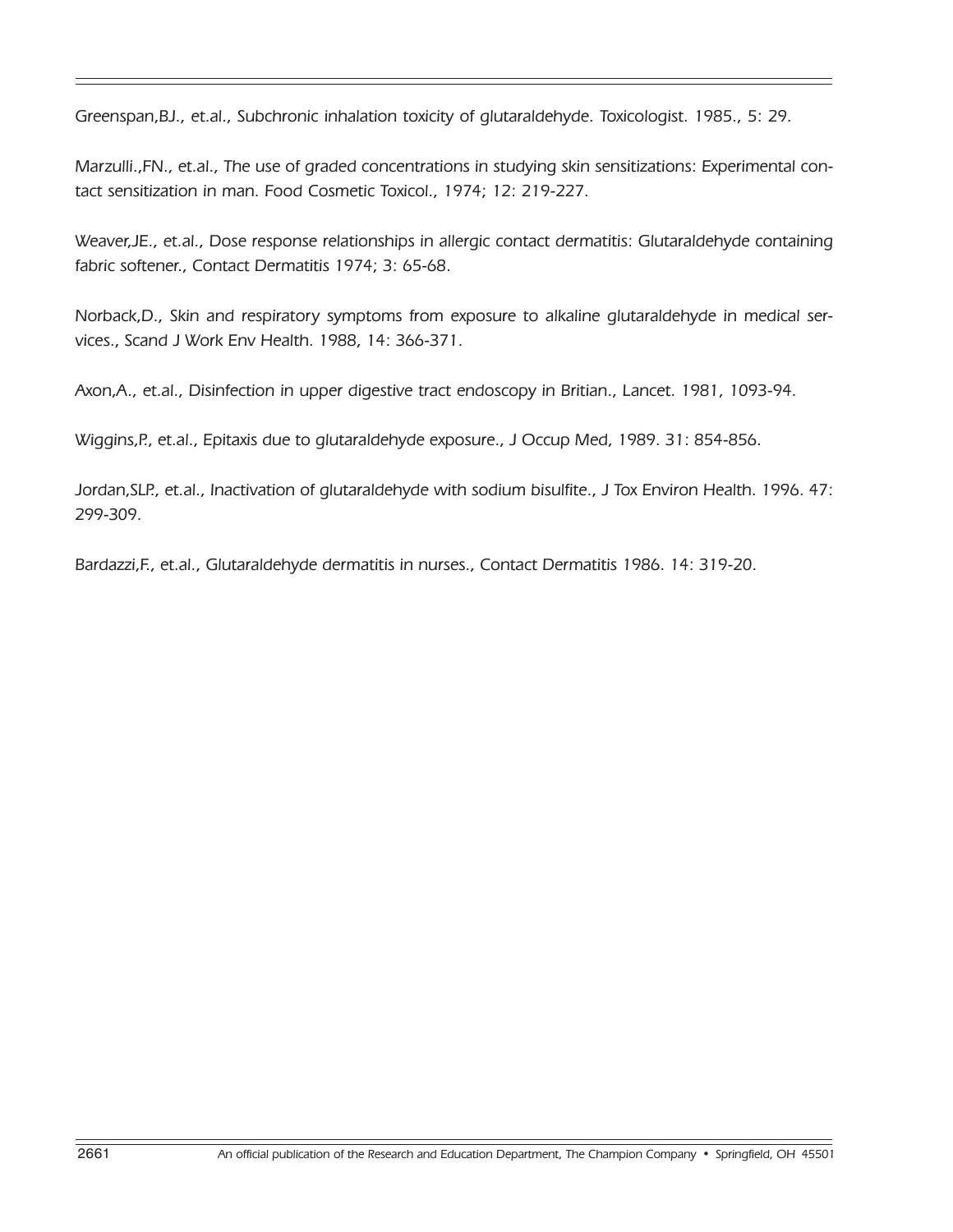*Greenspan,BJ., et.al., Subchronic inhalation toxicity of glutaraldehyde. Toxicologist. 1985., 5: 29.*

*Marzulli.,FN., et.al., The use of graded concentrations in studying skin sensitizations: Experimental contact sensitization in man. Food Cosmetic Toxicol., 1974; 12: 219-227.*

*Weaver,JE., et.al., Dose response relationships in allergic contact dermatitis: Glutaraldehyde containing fabric softener., Contact Dermatitis 1974; 3: 65-68.*

*Norback,D., Skin and respiratory symptoms from exposure to alkaline glutaraldehyde in medical services., Scand J Work Env Health. 1988, 14: 366-371.*

*Axon,A., et.al., Disinfection in upper digestive tract endoscopy in Britian., Lancet. 1981, 1093-94.*

*Wiggins,P., et.al., Epitaxis due to glutaraldehyde exposure., J Occup Med, 1989. 31: 854-856.*

*Jordan,SLP., et.al., Inactivation of glutaraldehyde with sodium bisulfite., J Tox Environ Health. 1996. 47: 299-309.*

*Bardazzi,F., et.al., Glutaraldehyde dermatitis in nurses., Contact Dermatitis 1986. 14: 319-20.*